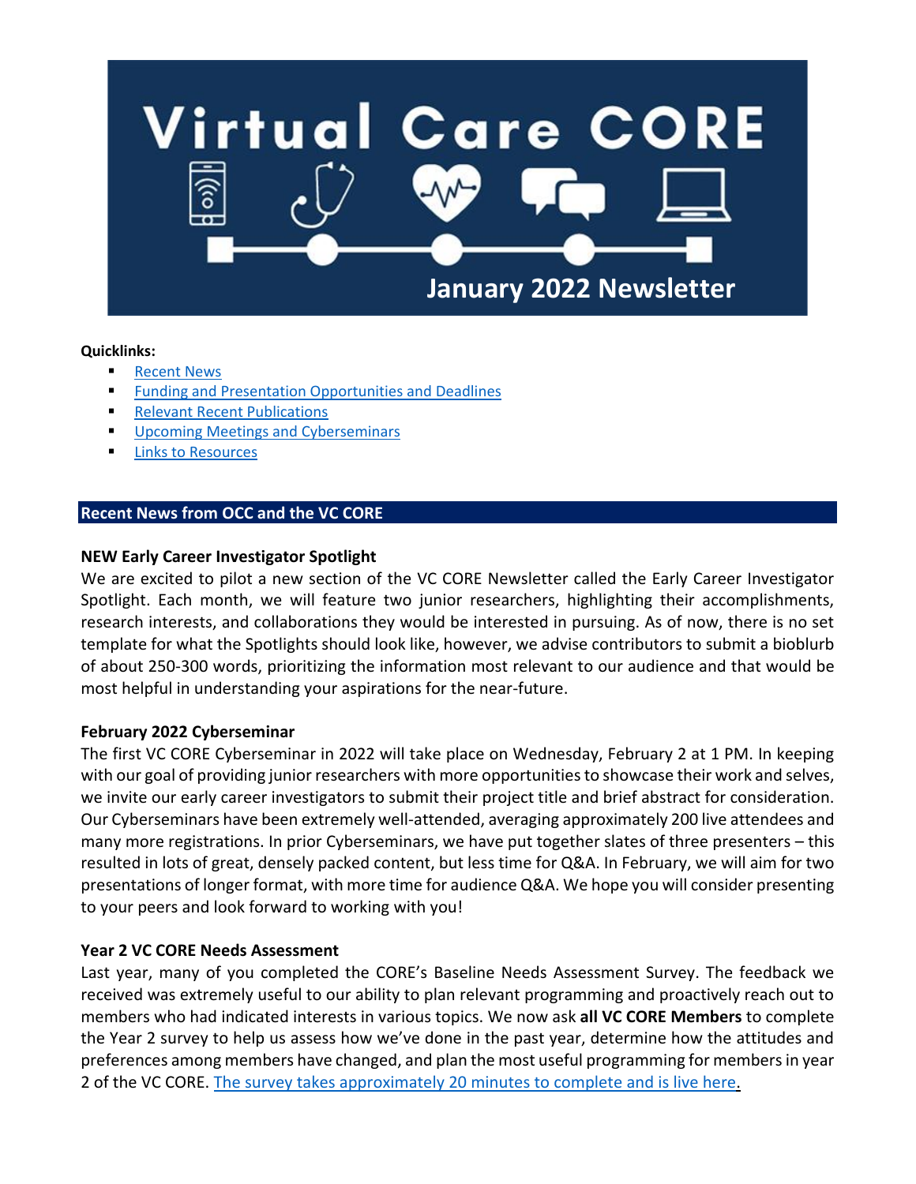# Virtual Care CORE

## January 2022 Newsletter

**Quicklinks:**

- Recent News
- Funding and Presentation Opportunities and Deadlines
- Relevant Recent Publications
- Upcoming Meetings and Cyberseminars
- Links to Resources

## Recent News from OCC and the VC CORE

**NEW Early Career Investigator Spotlight**

We are excited to pilot a new section of the VC CORE Newsletter called the Early Career Investigator Spotlight. Each month, we will feature two junior researchers, highlighting their accomplishments, research interests, and collaborations they would be interested in pursuing. As of now, there is no set template for what the Spotlights should look like, however, we advise contributors to submit a bioblurb of about 250-300 words, prioritizing the information most relevant to our audience and that would be most helpful in understanding your aspirations for the near-future.

**February 2022 Cyberseminar**

The first VC CORE Cyberseminar in 2022 will take place on Wednesday, February 2 at 1 PM. In keeping with our goal of providing junior researchers with more opportunities to showcase their work and selves, we invite our early career investigators to submit their project title and brief abstract for consideration. Our Cyberseminars have been extremely well-attended, averaging approximately 200 live attendees and many more registrations. In prior Cyberseminars, we have put together slates of three presenters – this resulted in lots of great, densely packed content, but less time for Q&A. In February, we will aim for two presentations of longer format, with more time for audience Q&A. We hope you will consider presenting to your peers and look forward to working with you!

**Year 2 VC CORE Needs Assessment**

Last year, many of you completed the CORE's Baseline Needs Assessment Survey. The feedback we received was extremely useful to our ability to plan relevant programming and proactively reach out to members who had indicated interests in various topics. We now ask **all VC CORE Members** to complete the Year 2 survey to help us assess how we've done in the past year, determine how the attitudes and preferences among members have changed, and plan the most useful programming for members in year 2 of the VC CORE. The survey takes approximately 20 minutes to complete and is live here.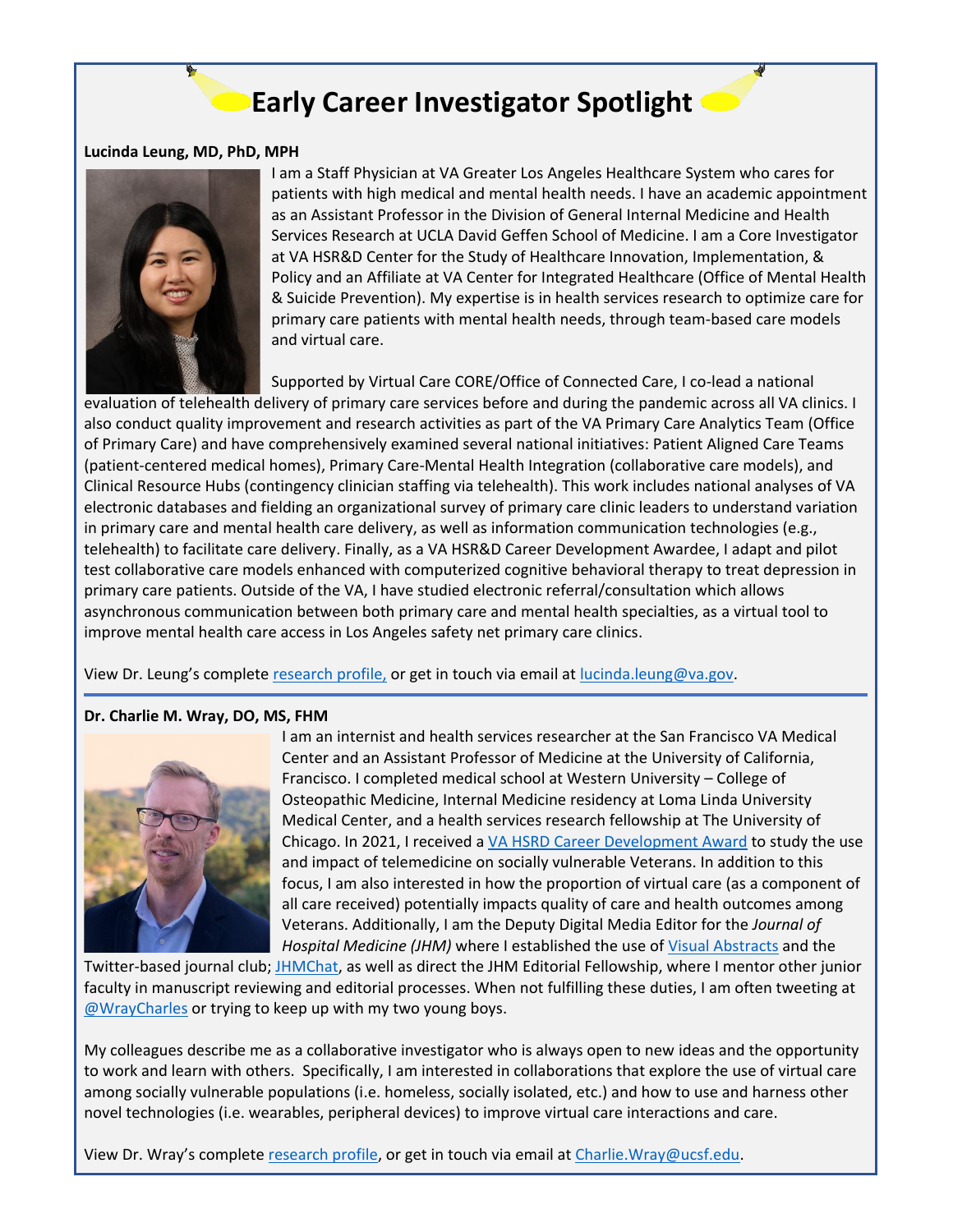# Early Career Investigator Spotlight

**Lucinda Leung, MD, PhD, MPH**

I am a Staff Physician at VA Greater Los Angeles Healthcare System who cares for patients with high medical and mental health needs. I have an academic appointment as an Assistant Professor in the Division of General Internal Medicine and Health Services Research at UCLA David Geffen School of Medicine. I am a Core Investigator at VA HSR&D Center for the Study of Healthcare Innovation, Implementation, & Policy and an Affiliate at VA Center for Integrated Healthcare (Office of Mental Health & Suicide Prevention). My expertise is in health services research to optimize care for primary care patients with mental health needs, through team-based care models and virtual care.

Supported by Virtual Care CORE/Office of Connected Care, I co-lead a national evaluation of telehealth delivery of primary care services before and during the pandemic across all VA clinics. I also conduct quality improvement and research activities as part of the VA Primary Care Analytics Team (Office of Primary Care) and have comprehensively examined several national initiatives: Patient Aligned Care Teams (patient-centered medical homes), Primary Care-Mental Health Integration (collaborative care models), and Clinical Resource Hubs (contingency clinician staffing via telehealth). This work includes national analyses of VA electronic databases and fielding an organizational survey of primary care clinic leaders to understand variation in primary care and mental health care delivery, as well as information communication technologies (e.g., telehealth) to facilitate care delivery. Finally, as a VA HSR&D Career Development Awardee, I adapt and pilot test collaborative care models enhanced with computerized cognitive behavioral therapy to treat depression in primary care patients. Outside of the VA, I have studied electronic referral/consultation which allows asynchronous communication between both primary care and mental health specialties, as a virtual tool to improve mental health care access in Los Angeles safety net primary care clinics.

View Dr. Leung's complete research profile, or get in touch via email at lucinda.leung@va.gov.

---

**Dr. Charlie M. Wray, DO, MS, FHM**

I am an internist and health services researcher at the San Francisco VA Medical Center and an Assistant Professor of Medicine at the University of California, Francisco. I completed medical school at Western University – College of Osteopathic Medicine, Internal Medicine residency at Loma Linda University Medical Center, and a health services research fellowship at The University of Chicago. In 2021, I received a VA HSRD Career Development Award to study the use and impact of telemedicine on socially vulnerable Veterans. In addition to this focus, I am also interested in how the proportion of virtual care (as a component of all care received) potentially impacts quality of care and health outcomes among Veterans. Additionally, I am the Deputy Digital Media Editor for the *Journal of Hospital Medicine (JHM)* where I established the use of Visual Abstracts and the Twitter-based journal club; JHMChat, as well as direct the JHM Editorial Fellowship, where I mentor other junior faculty in manuscript reviewing and editorial processes. When not fulfilling these duties, I am often tweeting at @WrayCharles or trying to keep up with my two young boys.

My colleagues describe me as a collaborative investigator who is always open to new ideas and the opportunity to work and learn with others. Specifically, I am interested in collaborations that explore the use of virtual care among socially vulnerable populations (i.e. homeless, socially isolated, etc.) and how to use and harness other novel technologies (i.e. wearables, peripheral devices) to improve virtual care interactions and care.

View Dr. Wray's complete research profile, or get in touch via email at Charlie.Wray@ucsf.edu.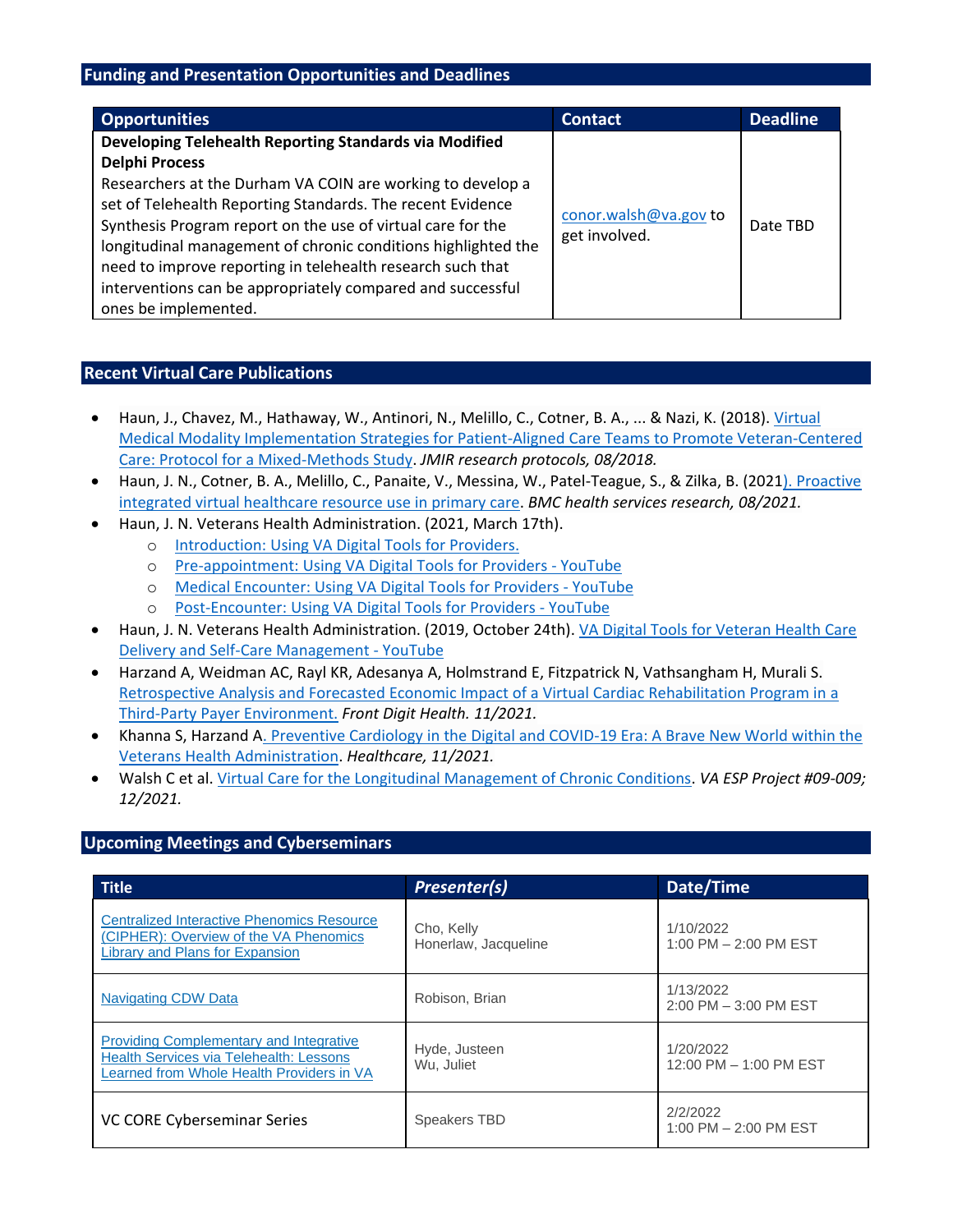## Funding and Presentation Opportunities and Deadlines

| Opportunities | Contact | Deadline |
|---|---|---|
| **Developing Telehealth Reporting Standards via Modified Delphi Process** Researchers at the Durham VA COIN are working to develop a set of Telehealth Reporting Standards. The recent Evidence Synthesis Program report on the use of virtual care for the longitudinal management of chronic conditions highlighted the need to improve reporting in telehealth research such that interventions can be appropriately compared and successful ones be implemented. | conor.walsh@va.gov to get involved. | Date TBD |

## Recent Virtual Care Publications

- Haun, J., Chavez, M., Hathaway, W., Antinori, N., Melillo, C., Cotner, B. A., ... & Nazi, K. (2018). Virtual Medical Modality Implementation Strategies for Patient-Aligned Care Teams to Promote Veteran-Centered Care: Protocol for a Mixed-Methods Study. *JMIR research protocols, 08/2018.*
- Haun, J. N., Cotner, B. A., Melillo, C., Panaite, V., Messina, W., Patel-Teague, S., & Zilka, B. (2021). Proactive integrated virtual healthcare resource use in primary care. *BMC health services research, 08/2021.*
- Haun, J. N. Veterans Health Administration. (2021, March 17th).
  - Introduction: Using VA Digital Tools for Providers.
  - Pre-appointment: Using VA Digital Tools for Providers - YouTube
  - Medical Encounter: Using VA Digital Tools for Providers - YouTube
  - Post-Encounter: Using VA Digital Tools for Providers - YouTube
- Haun, J. N. Veterans Health Administration. (2019, October 24th). VA Digital Tools for Veteran Health Care Delivery and Self-Care Management - YouTube
- Harzand A, Weidman AC, Rayl KR, Adesanya A, Holmstrand E, Fitzpatrick N, Vathsangham H, Murali S. Retrospective Analysis and Forecasted Economic Impact of a Virtual Cardiac Rehabilitation Program in a Third-Party Payer Environment. *Front Digit Health. 11/2021.*
- Khanna S, Harzand A. Preventive Cardiology in the Digital and COVID-19 Era: A Brave New World within the Veterans Health Administration. *Healthcare, 11/2021.*
- Walsh C et al. Virtual Care for the Longitudinal Management of Chronic Conditions. *VA ESP Project #09-009; 12/2021.*

## Upcoming Meetings and Cyberseminars

| Title | *Presenter(s)* | Date/Time |
|---|---|---|
| Centralized Interactive Phenomics Resource (CIPHER): Overview of the VA Phenomics Library and Plans for Expansion | Cho, Kelly<br>Honerlaw, Jacqueline | 1/10/2022<br>1:00 PM – 2:00 PM EST |
| Navigating CDW Data | Robison, Brian | 1/13/2022<br>2:00 PM – 3:00 PM EST |
| Providing Complementary and Integrative Health Services via Telehealth: Lessons Learned from Whole Health Providers in VA | Hyde, Justeen<br>Wu, Juliet | 1/20/2022<br>12:00 PM – 1:00 PM EST |
| VC CORE Cyberseminar Series | Speakers TBD | 2/2/2022<br>1:00 PM – 2:00 PM EST |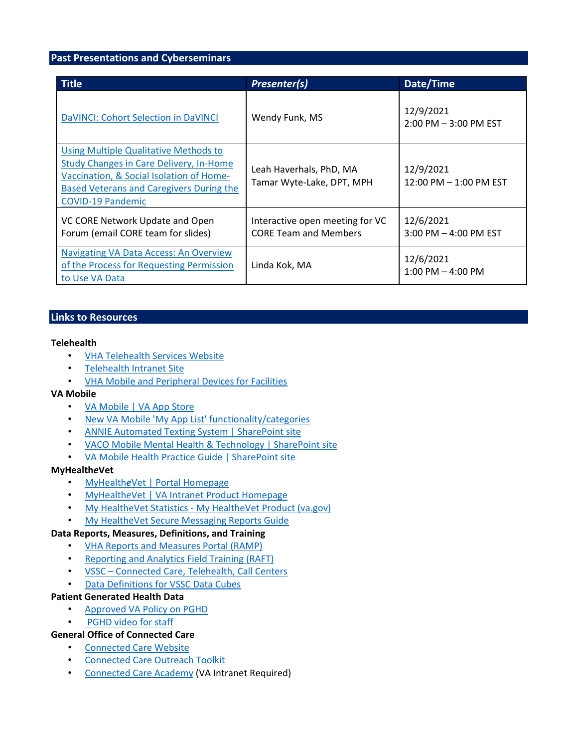## Past Presentations and Cyberseminars

| Title | *Presenter(s)* | Date/Time |
|---|---|---|
| DaVINCI: Cohort Selection in DaVINCI | Wendy Funk, MS | 12/9/2021<br>2:00 PM – 3:00 PM EST |
| Using Multiple Qualitative Methods to Study Changes in Care Delivery, In-Home Vaccination, & Social Isolation of Home-Based Veterans and Caregivers During the COVID-19 Pandemic | Leah Haverhals, PhD, MA<br>Tamar Wyte-Lake, DPT, MPH | 12/9/2021<br>12:00 PM – 1:00 PM EST |
| VC CORE Network Update and Open Forum (email CORE team for slides) | Interactive open meeting for VC CORE Team and Members | 12/6/2021<br>3:00 PM – 4:00 PM EST |
| Navigating VA Data Access: An Overview of the Process for Requesting Permission to Use VA Data | Linda Kok, MA | 12/6/2021<br>1:00 PM – 4:00 PM |

## Links to Resources

**Telehealth**

- VHA Telehealth Services Website
- Telehealth Intranet Site
- VHA Mobile and Peripheral Devices for Facilities

**VA Mobile**

- VA Mobile | VA App Store
- New VA Mobile 'My App List' functionality/categories
- ANNIE Automated Texting System | SharePoint site
- VACO Mobile Mental Health & Technology | SharePoint site
- VA Mobile Health Practice Guide | SharePoint site

**MyHealth*e*Vet**

- MyHealth*e*Vet | Portal Homepage
- MyHealth*e*Vet | VA Intranet Product Homepage
- My HealtheVet Statistics - My HealtheVet Product (va.gov)
- My HealtheVet Secure Messaging Reports Guide

**Data Reports, Measures, Definitions, and Training**

- VHA Reports and Measures Portal (RAMP)
- Reporting and Analytics Field Training (RAFT)
- VSSC – Connected Care, Telehealth, Call Centers
- Data Definitions for VSSC Data Cubes

**Patient Generated Health Data**

- Approved VA Policy on PGHD
- PGHD video for staff

**General Office of Connected Care**

- Connected Care Website
- Connected Care Outreach Toolkit
- Connected Care Academy (VA Intranet Required)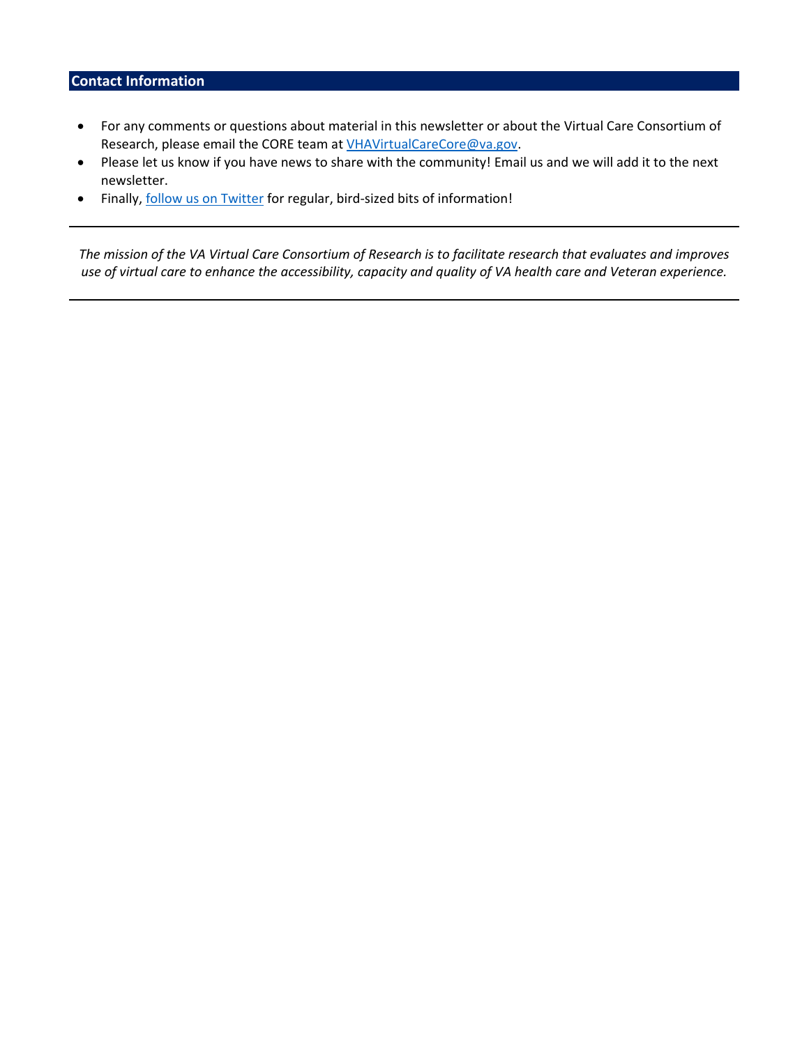## Contact Information

- For any comments or questions about material in this newsletter or about the Virtual Care Consortium of Research, please email the CORE team at VHAVirtualCareCore@va.gov.
- Please let us know if you have news to share with the community! Email us and we will add it to the next newsletter.
- Finally, follow us on Twitter for regular, bird-sized bits of information!

---

*The mission of the VA Virtual Care Consortium of Research is to facilitate research that evaluates and improves use of virtual care to enhance the accessibility, capacity and quality of VA health care and Veteran experience.*

---